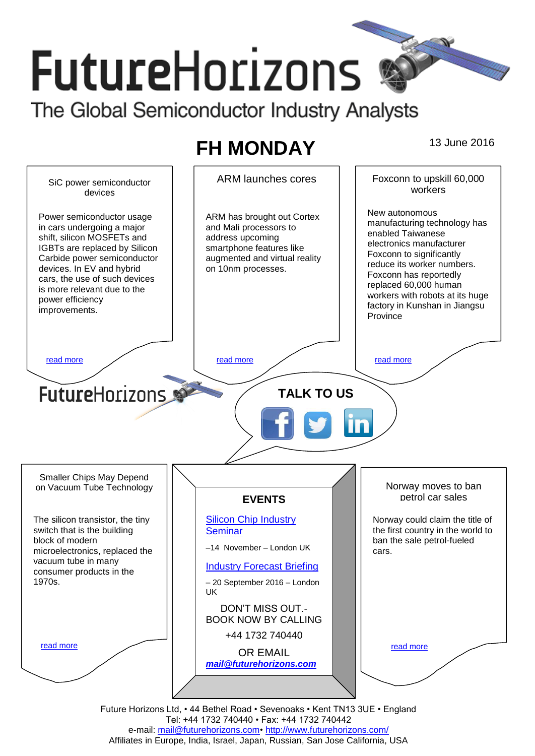# FutureHorizons

The Global Semiconductor Industry Analysts

## FH MONDAY

13 June 2016

### SiC power semiconductor devices

Power semiconductor usage in cars undergoing a major shift, silicon MOSFETs and IGBTs are replaced by Silicon Carbide power semiconductor devices. In EV and hybrid cars, the use of such devices is more relevant due to the power efficiency improvements.

read more

### ARM launches cores

ARM has brought out Cortex and Mali processors to address upcoming smartphone features like augmented and virtual reality on 10nm processes.

read more

### Foxconn to upskill 60,000 workers

New autonomous manufacturing technology has enabled Taiwanese electronics manufacturer Foxconn to significantly reduce its worker numbers. Foxconn has reportedly replaced 60,000 human workers with robots at its huge factory in Kunshan in Jiangsu Province

read more

FutureHorizons

**TALK TO US**

### Smaller Chips May Depend on Vacuum Tube Technology

The silicon transistor, the tiny switch that is the building block of modern microelectronics, replaced the vacuum tube in many consumer products in the 1970s.

read more

### EVENTS

Silicon Chip Industry Seminar

–14 November – London UK

Industry Forecast Briefing

– 20 September 2016 – London UK

DON'T MISS OUT.- BOOK NOW BY CALLING

+44 1732 740440

OR EMAIL

***mail@futurehorizons.com***

### Norway moves to ban petrol car sales

Norway could claim the title of the first country in the world to ban the sale petrol-fueled cars.

read more

Future Horizons Ltd, • 44 Bethel Road • Sevenoaks • Kent TN13 3UE • England
Tel: +44 1732 740440 • Fax: +44 1732 740442
e-mail: mail@futurehorizons.com• http://www.futurehorizons.com/
Affiliates in Europe, India, Israel, Japan, Russian, San Jose California, USA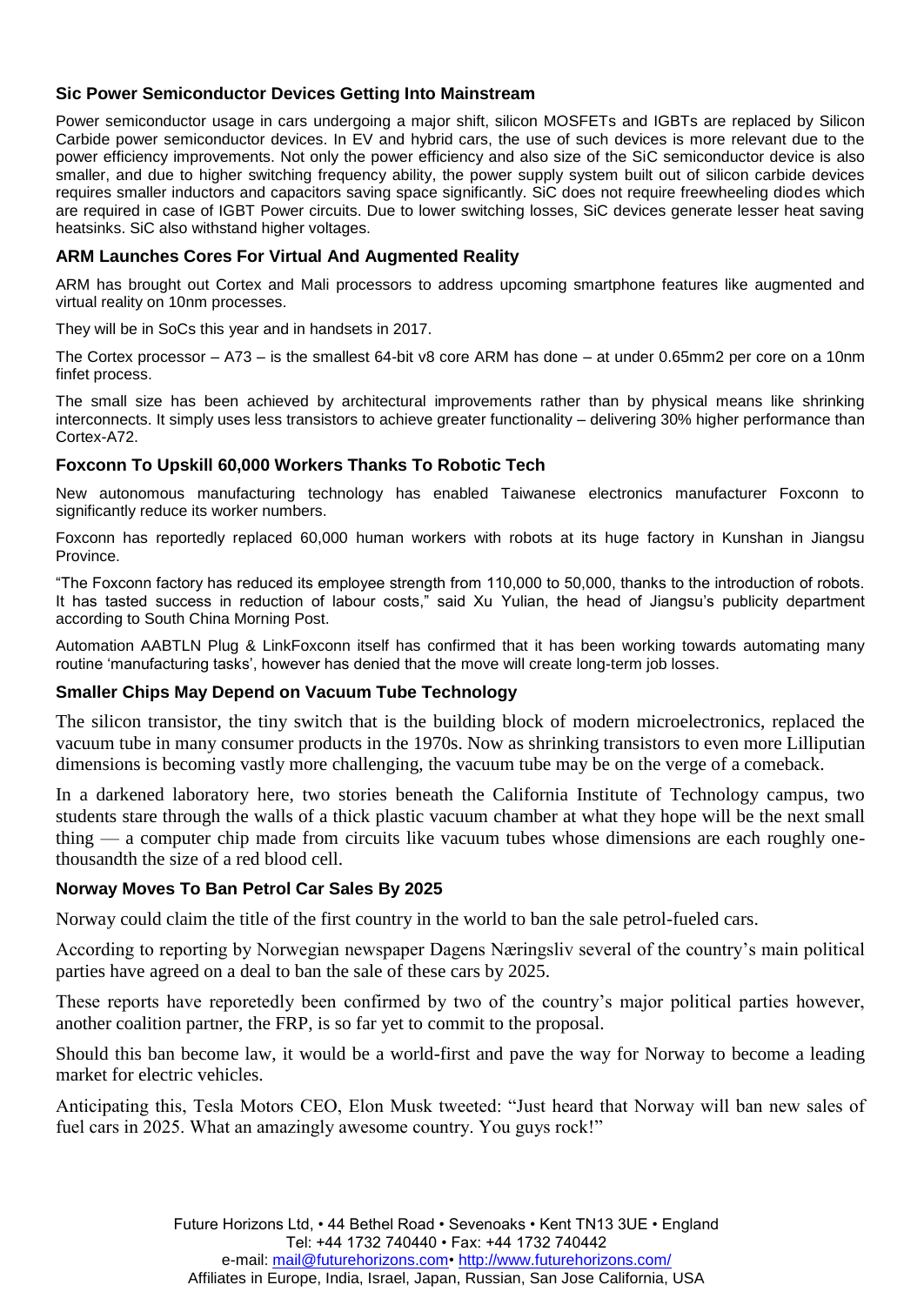### Sic Power Semiconductor Devices Getting Into Mainstream

Power semiconductor usage in cars undergoing a major shift, silicon MOSFETs and IGBTs are replaced by Silicon Carbide power semiconductor devices. In EV and hybrid cars, the use of such devices is more relevant due to the power efficiency improvements. Not only the power efficiency and also size of the SiC semiconductor device is also smaller, and due to higher switching frequency ability, the power supply system built out of silicon carbide devices requires smaller inductors and capacitors saving space significantly. SiC does not require freewheeling diodes which are required in case of IGBT Power circuits. Due to lower switching losses, SiC devices generate lesser heat saving heatsinks. SiC also withstand higher voltages.

### ARM Launches Cores For Virtual And Augmented Reality

ARM has brought out Cortex and Mali processors to address upcoming smartphone features like augmented and virtual reality on 10nm processes.

They will be in SoCs this year and in handsets in 2017.

The Cortex processor – A73 – is the smallest 64-bit v8 core ARM has done – at under 0.65mm2 per core on a 10nm finfet process.

The small size has been achieved by architectural improvements rather than by physical means like shrinking interconnects. It simply uses less transistors to achieve greater functionality – delivering 30% higher performance than Cortex-A72.

### Foxconn To Upskill 60,000 Workers Thanks To Robotic Tech

New autonomous manufacturing technology has enabled Taiwanese electronics manufacturer Foxconn to significantly reduce its worker numbers.

Foxconn has reportedly replaced 60,000 human workers with robots at its huge factory in Kunshan in Jiangsu Province.

"The Foxconn factory has reduced its employee strength from 110,000 to 50,000, thanks to the introduction of robots. It has tasted success in reduction of labour costs," said Xu Yulian, the head of Jiangsu's publicity department according to South China Morning Post.

Automation AABTLN Plug & LinkFoxconn itself has confirmed that it has been working towards automating many routine 'manufacturing tasks', however has denied that the move will create long-term job losses.

### Smaller Chips May Depend on Vacuum Tube Technology

The silicon transistor, the tiny switch that is the building block of modern microelectronics, replaced the vacuum tube in many consumer products in the 1970s. Now as shrinking transistors to even more Lilliputian dimensions is becoming vastly more challenging, the vacuum tube may be on the verge of a comeback.

In a darkened laboratory here, two stories beneath the California Institute of Technology campus, two students stare through the walls of a thick plastic vacuum chamber at what they hope will be the next small thing — a computer chip made from circuits like vacuum tubes whose dimensions are each roughly one-thousandth the size of a red blood cell.

### Norway Moves To Ban Petrol Car Sales By 2025

Norway could claim the title of the first country in the world to ban the sale petrol-fueled cars.

According to reporting by Norwegian newspaper Dagens Næringsliv several of the country's main political parties have agreed on a deal to ban the sale of these cars by 2025.

These reports have reporetedly been confirmed by two of the country's major political parties however, another coalition partner, the FRP, is so far yet to commit to the proposal.

Should this ban become law, it would be a world-first and pave the way for Norway to become a leading market for electric vehicles.

Anticipating this, Tesla Motors CEO, Elon Musk tweeted: "Just heard that Norway will ban new sales of fuel cars in 2025. What an amazingly awesome country. You guys rock!"